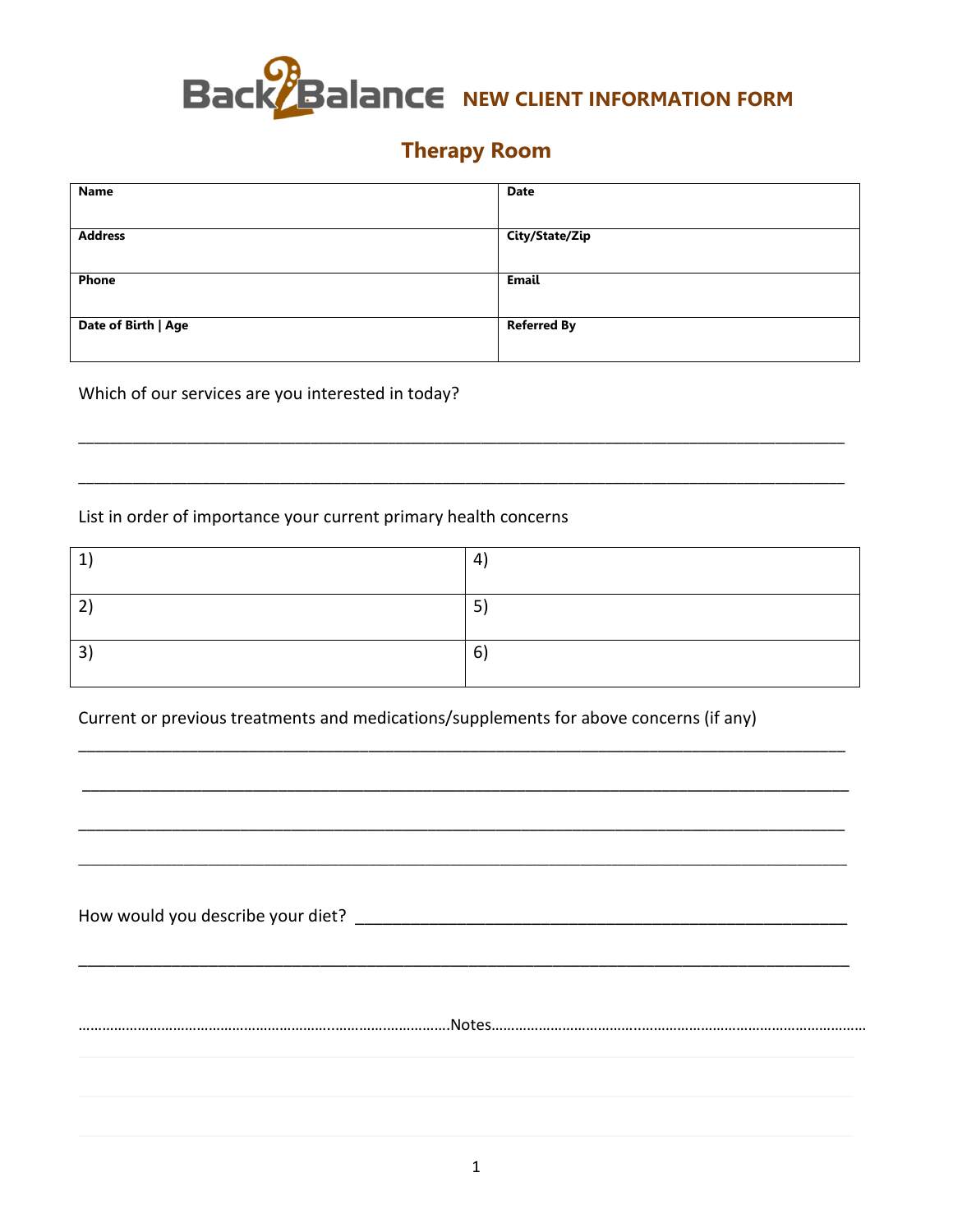# Back2Balance NEW CLIENT INFORMATION FORM

## Therapy Room

| **Name** | **Date** |
|---|---|
| **Address** | **City/State/Zip** |
| **Phone** | **Email** |
| **Date of Birth \| Age** | **Referred By** |

Which of our services are you interested in today?

______________________________________________________________________________

______________________________________________________________________________

List in order of importance your current primary health concerns

| 1) | 4) |
|---|---|
| 2) | 5) |
| 3) | 6) |

Current or previous treatments and medications/supplements for above concerns (if any)

______________________________________________________________________________

______________________________________________________________________________

______________________________________________________________________________

______________________________________________________________________________

How would you describe your diet? ____________________________________________

______________________________________________________________________________

…………………………………………………………………………Notes…………………………………………………………………………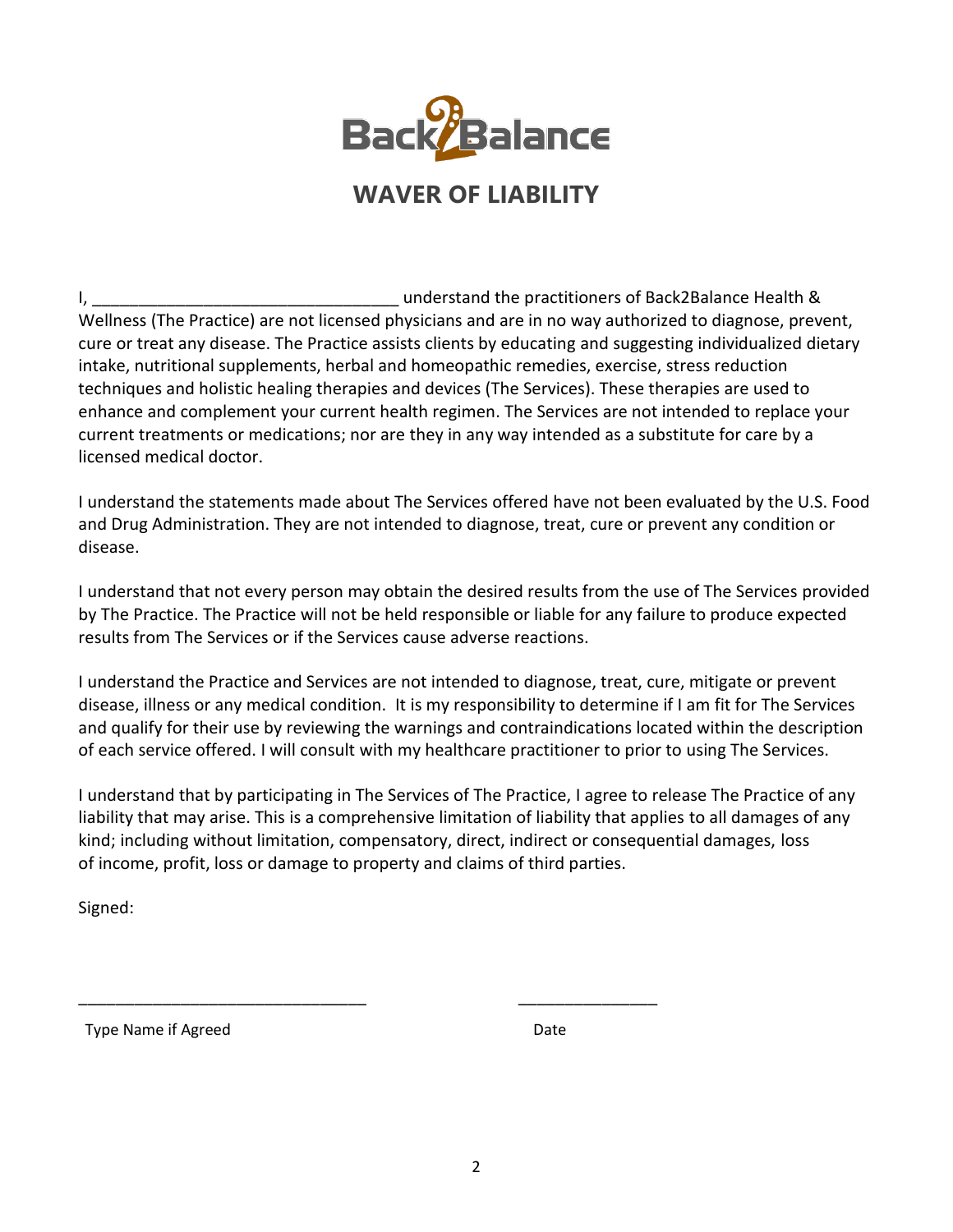Back2Balance

# WAVER OF LIABILITY

I, ________________________________ understand the practitioners of Back2Balance Health & Wellness (The Practice) are not licensed physicians and are in no way authorized to diagnose, prevent, cure or treat any disease. The Practice assists clients by educating and suggesting individualized dietary intake, nutritional supplements, herbal and homeopathic remedies, exercise, stress reduction techniques and holistic healing therapies and devices (The Services). These therapies are used to enhance and complement your current health regimen. The Services are not intended to replace your current treatments or medications; nor are they in any way intended as a substitute for care by a licensed medical doctor.

I understand the statements made about The Services offered have not been evaluated by the U.S. Food and Drug Administration. They are not intended to diagnose, treat, cure or prevent any condition or disease.

I understand that not every person may obtain the desired results from the use of The Services provided by The Practice. The Practice will not be held responsible or liable for any failure to produce expected results from The Services or if the Services cause adverse reactions.

I understand the Practice and Services are not intended to diagnose, treat, cure, mitigate or prevent disease, illness or any medical condition. It is my responsibility to determine if I am fit for The Services and qualify for their use by reviewing the warnings and contraindications located within the description of each service offered. I will consult with my healthcare practitioner to prior to using The Services.

I understand that by participating in The Services of The Practice, I agree to release The Practice of any liability that may arise. This is a comprehensive limitation of liability that applies to all damages of any kind; including without limitation, compensatory, direct, indirect or consequential damages, loss of income, profit, loss or damage to property and claims of third parties.

Signed:

________________________________ ________________

Type Name if Agreed Date